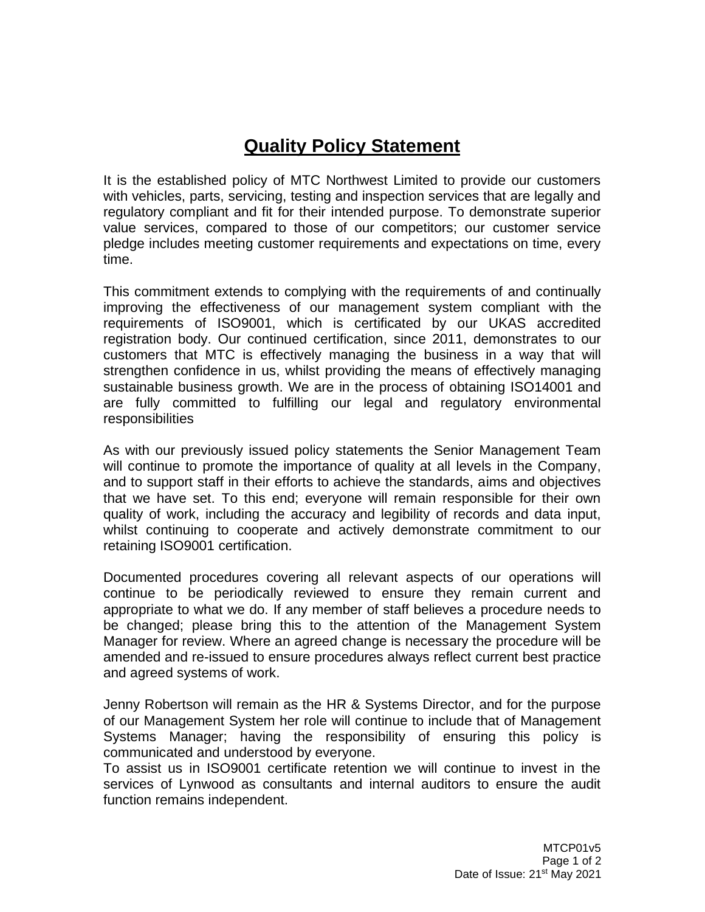# Quality Policy Statement

It is the established policy of MTC Northwest Limited to provide our customers with vehicles, parts, servicing, testing and inspection services that are legally and regulatory compliant and fit for their intended purpose. To demonstrate superior value services, compared to those of our competitors; our customer service pledge includes meeting customer requirements and expectations on time, every time.

This commitment extends to complying with the requirements of and continually improving the effectiveness of our management system compliant with the requirements of ISO9001, which is certificated by our UKAS accredited registration body. Our continued certification, since 2011, demonstrates to our customers that MTC is effectively managing the business in a way that will strengthen confidence in us, whilst providing the means of effectively managing sustainable business growth. We are in the process of obtaining ISO14001 and are fully committed to fulfilling our legal and regulatory environmental responsibilities

As with our previously issued policy statements the Senior Management Team will continue to promote the importance of quality at all levels in the Company, and to support staff in their efforts to achieve the standards, aims and objectives that we have set. To this end; everyone will remain responsible for their own quality of work, including the accuracy and legibility of records and data input, whilst continuing to cooperate and actively demonstrate commitment to our retaining ISO9001 certification.

Documented procedures covering all relevant aspects of our operations will continue to be periodically reviewed to ensure they remain current and appropriate to what we do. If any member of staff believes a procedure needs to be changed; please bring this to the attention of the Management System Manager for review. Where an agreed change is necessary the procedure will be amended and re-issued to ensure procedures always reflect current best practice and agreed systems of work.

Jenny Robertson will remain as the HR & Systems Director, and for the purpose of our Management System her role will continue to include that of Management Systems Manager; having the responsibility of ensuring this policy is communicated and understood by everyone.
To assist us in ISO9001 certificate retention we will continue to invest in the services of Lynwood as consultants and internal auditors to ensure the audit function remains independent.

MTCP01v5
Date of Issue: 21st May 2021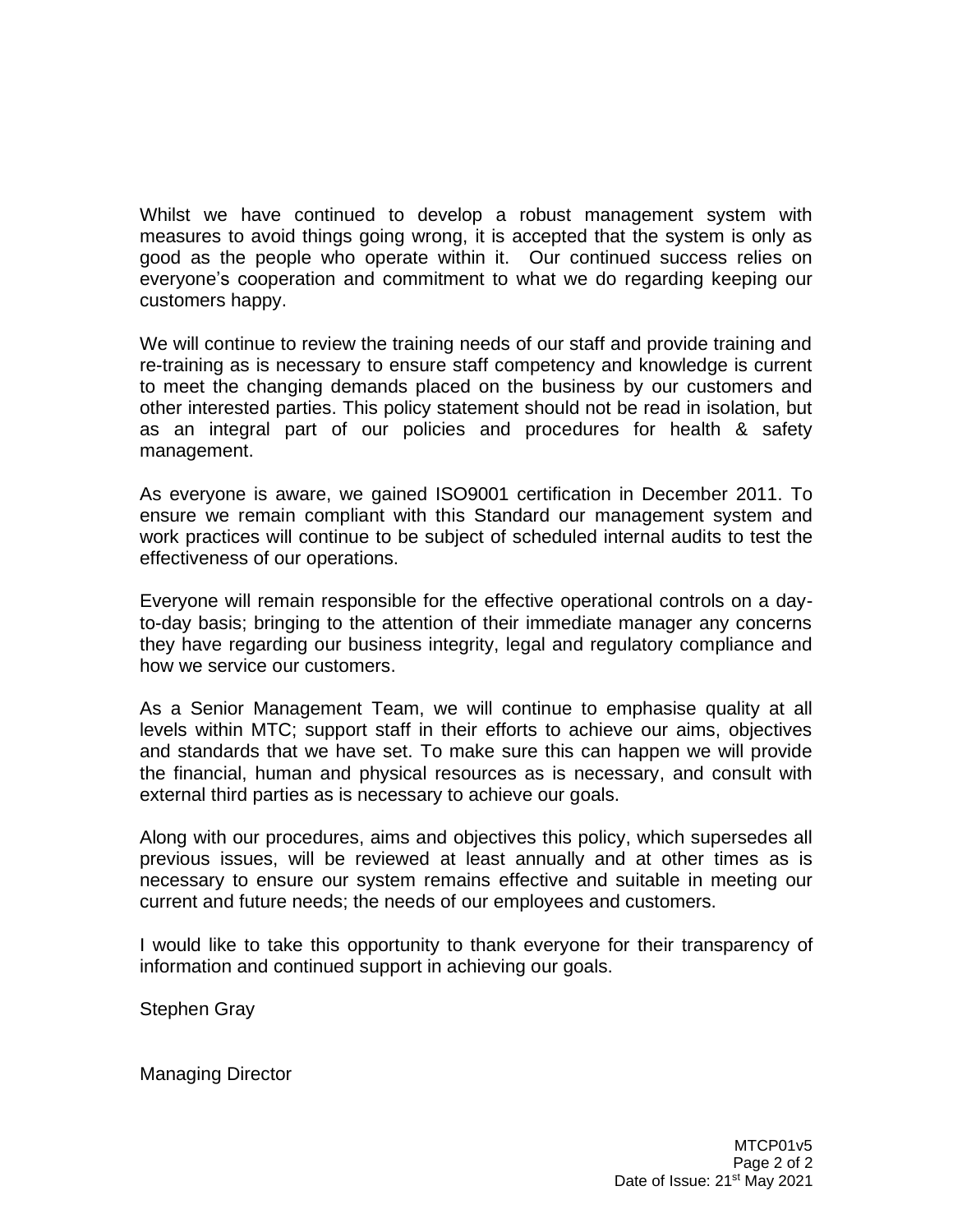Whilst we have continued to develop a robust management system with measures to avoid things going wrong, it is accepted that the system is only as good as the people who operate within it. Our continued success relies on everyone's cooperation and commitment to what we do regarding keeping our customers happy.

We will continue to review the training needs of our staff and provide training and re-training as is necessary to ensure staff competency and knowledge is current to meet the changing demands placed on the business by our customers and other interested parties. This policy statement should not be read in isolation, but as an integral part of our policies and procedures for health & safety management.

As everyone is aware, we gained ISO9001 certification in December 2011. To ensure we remain compliant with this Standard our management system and work practices will continue to be subject of scheduled internal audits to test the effectiveness of our operations.

Everyone will remain responsible for the effective operational controls on a day-to-day basis; bringing to the attention of their immediate manager any concerns they have regarding our business integrity, legal and regulatory compliance and how we service our customers.

As a Senior Management Team, we will continue to emphasise quality at all levels within MTC; support staff in their efforts to achieve our aims, objectives and standards that we have set. To make sure this can happen we will provide the financial, human and physical resources as is necessary, and consult with external third parties as is necessary to achieve our goals.

Along with our procedures, aims and objectives this policy, which supersedes all previous issues, will be reviewed at least annually and at other times as is necessary to ensure our system remains effective and suitable in meeting our current and future needs; the needs of our employees and customers.

I would like to take this opportunity to thank everyone for their transparency of information and continued support in achieving our goals.

Stephen Gray

Managing Director

MTCP01v5
Date of Issue: 21st May 2021